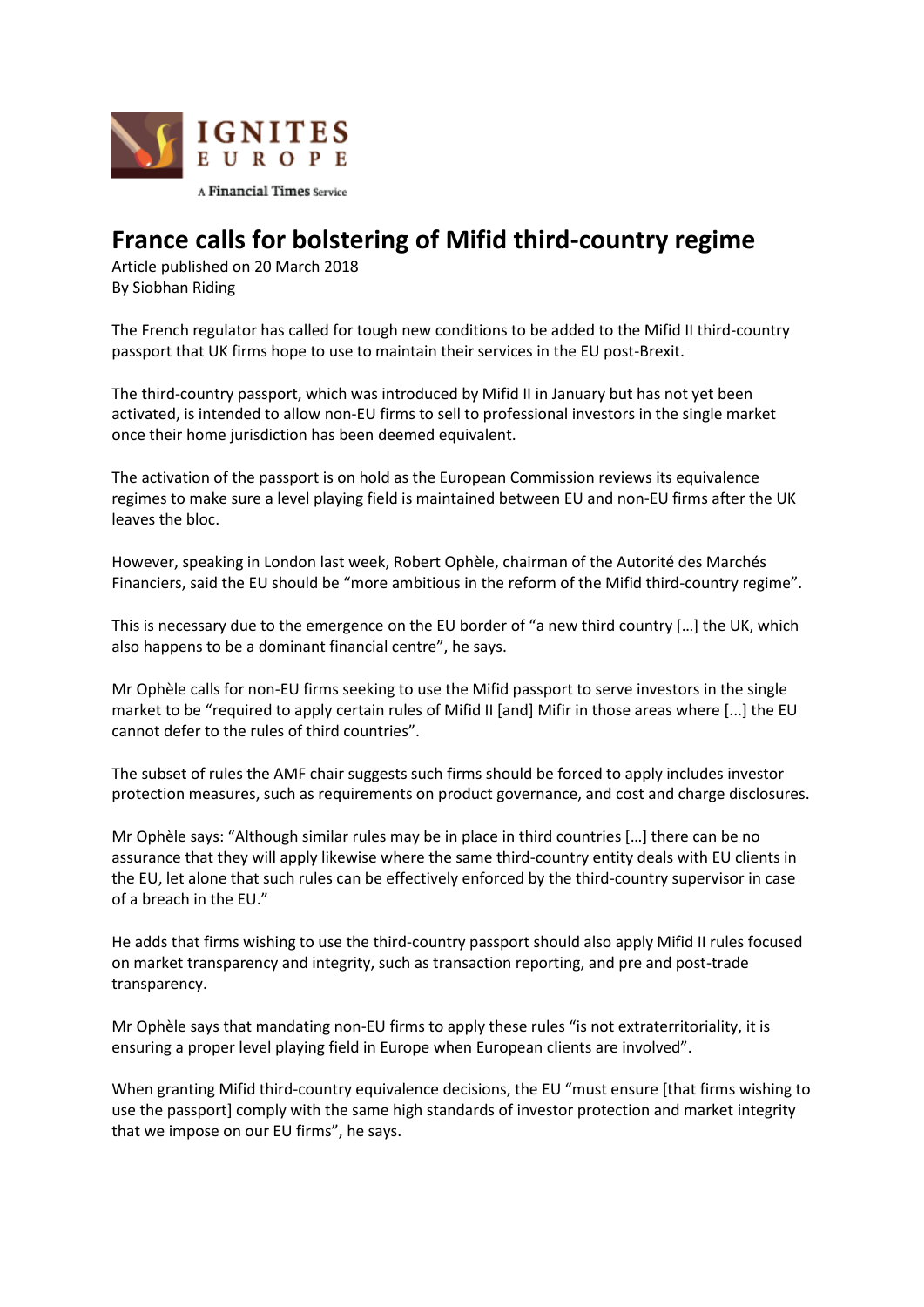IGNITES EUROPE

A Financial Times Service

# France calls for bolstering of Mifid third-country regime

Article published on 20 March 2018
By Siobhan Riding

The French regulator has called for tough new conditions to be added to the Mifid II third-country passport that UK firms hope to use to maintain their services in the EU post-Brexit.

The third-country passport, which was introduced by Mifid II in January but has not yet been activated, is intended to allow non-EU firms to sell to professional investors in the single market once their home jurisdiction has been deemed equivalent.

The activation of the passport is on hold as the European Commission reviews its equivalence regimes to make sure a level playing field is maintained between EU and non-EU firms after the UK leaves the bloc.

However, speaking in London last week, Robert Ophèle, chairman of the Autorité des Marchés Financiers, said the EU should be "more ambitious in the reform of the Mifid third-country regime".

This is necessary due to the emergence on the EU border of "a new third country […] the UK, which also happens to be a dominant financial centre", he says.

Mr Ophèle calls for non-EU firms seeking to use the Mifid passport to serve investors in the single market to be "required to apply certain rules of Mifid II [and] Mifir in those areas where [...] the EU cannot defer to the rules of third countries".

The subset of rules the AMF chair suggests such firms should be forced to apply includes investor protection measures, such as requirements on product governance, and cost and charge disclosures.

Mr Ophèle says: "Although similar rules may be in place in third countries […] there can be no assurance that they will apply likewise where the same third-country entity deals with EU clients in the EU, let alone that such rules can be effectively enforced by the third-country supervisor in case of a breach in the EU."

He adds that firms wishing to use the third-country passport should also apply Mifid II rules focused on market transparency and integrity, such as transaction reporting, and pre and post-trade transparency.

Mr Ophèle says that mandating non-EU firms to apply these rules "is not extraterritoriality, it is ensuring a proper level playing field in Europe when European clients are involved".

When granting Mifid third-country equivalence decisions, the EU "must ensure [that firms wishing to use the passport] comply with the same high standards of investor protection and market integrity that we impose on our EU firms", he says.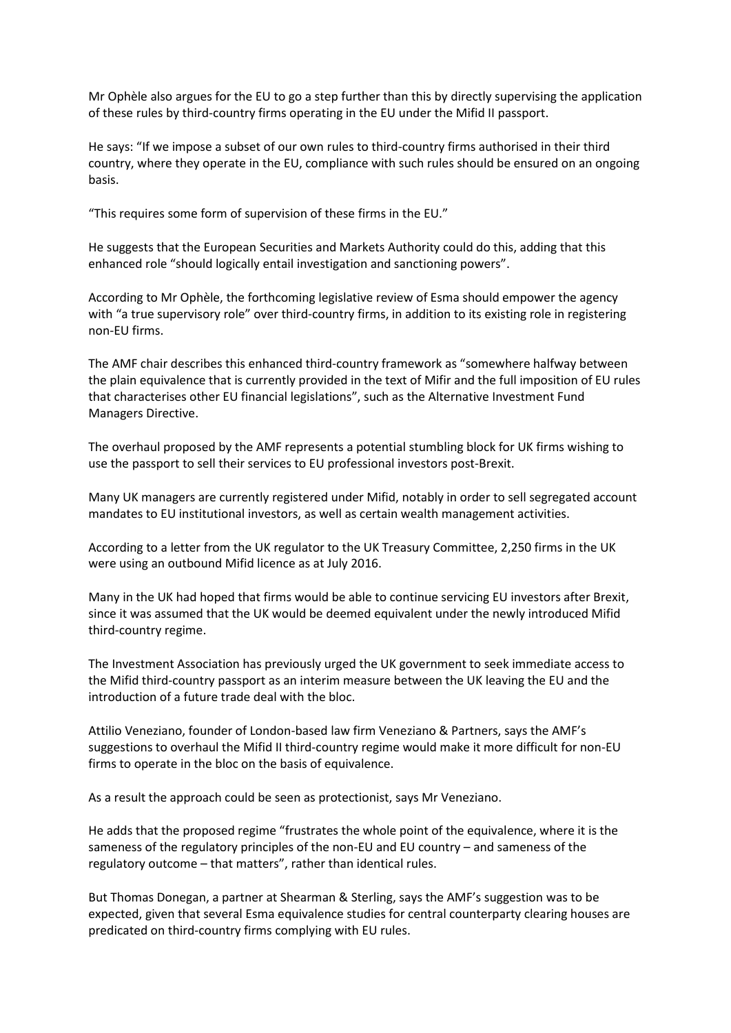Mr Ophèle also argues for the EU to go a step further than this by directly supervising the application of these rules by third-country firms operating in the EU under the Mifid II passport.

He says: "If we impose a subset of our own rules to third-country firms authorised in their third country, where they operate in the EU, compliance with such rules should be ensured on an ongoing basis.

"This requires some form of supervision of these firms in the EU."

He suggests that the European Securities and Markets Authority could do this, adding that this enhanced role "should logically entail investigation and sanctioning powers".

According to Mr Ophèle, the forthcoming legislative review of Esma should empower the agency with "a true supervisory role" over third-country firms, in addition to its existing role in registering non-EU firms.

The AMF chair describes this enhanced third-country framework as "somewhere halfway between the plain equivalence that is currently provided in the text of Mifir and the full imposition of EU rules that characterises other EU financial legislations", such as the Alternative Investment Fund Managers Directive.

The overhaul proposed by the AMF represents a potential stumbling block for UK firms wishing to use the passport to sell their services to EU professional investors post-Brexit.

Many UK managers are currently registered under Mifid, notably in order to sell segregated account mandates to EU institutional investors, as well as certain wealth management activities.

According to a letter from the UK regulator to the UK Treasury Committee, 2,250 firms in the UK were using an outbound Mifid licence as at July 2016.

Many in the UK had hoped that firms would be able to continue servicing EU investors after Brexit, since it was assumed that the UK would be deemed equivalent under the newly introduced Mifid third-country regime.

The Investment Association has previously urged the UK government to seek immediate access to the Mifid third-country passport as an interim measure between the UK leaving the EU and the introduction of a future trade deal with the bloc.

Attilio Veneziano, founder of London-based law firm Veneziano & Partners, says the AMF's suggestions to overhaul the Mifid II third-country regime would make it more difficult for non-EU firms to operate in the bloc on the basis of equivalence.

As a result the approach could be seen as protectionist, says Mr Veneziano.

He adds that the proposed regime "frustrates the whole point of the equivalence, where it is the sameness of the regulatory principles of the non-EU and EU country – and sameness of the regulatory outcome – that matters", rather than identical rules.

But Thomas Donegan, a partner at Shearman & Sterling, says the AMF's suggestion was to be expected, given that several Esma equivalence studies for central counterparty clearing houses are predicated on third-country firms complying with EU rules.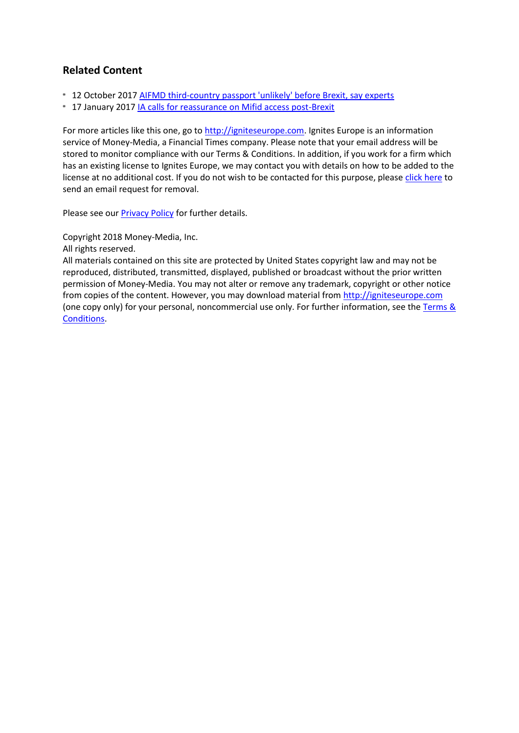## Related Content

- 12 October 2017 AIFMD third-country passport 'unlikely' before Brexit, say experts
- 17 January 2017 IA calls for reassurance on Mifid access post-Brexit

For more articles like this one, go to http://igniteseurope.com. Ignites Europe is an information service of Money-Media, a Financial Times company. Please note that your email address will be stored to monitor compliance with our Terms & Conditions. In addition, if you work for a firm which has an existing license to Ignites Europe, we may contact you with details on how to be added to the license at no additional cost. If you do not wish to be contacted for this purpose, please click here to send an email request for removal.

Please see our Privacy Policy for further details.

Copyright 2018 Money-Media, Inc.
All rights reserved.
All materials contained on this site are protected by United States copyright law and may not be reproduced, distributed, transmitted, displayed, published or broadcast without the prior written permission of Money-Media. You may not alter or remove any trademark, copyright or other notice from copies of the content. However, you may download material from http://igniteseurope.com (one copy only) for your personal, noncommercial use only. For further information, see the Terms & Conditions.